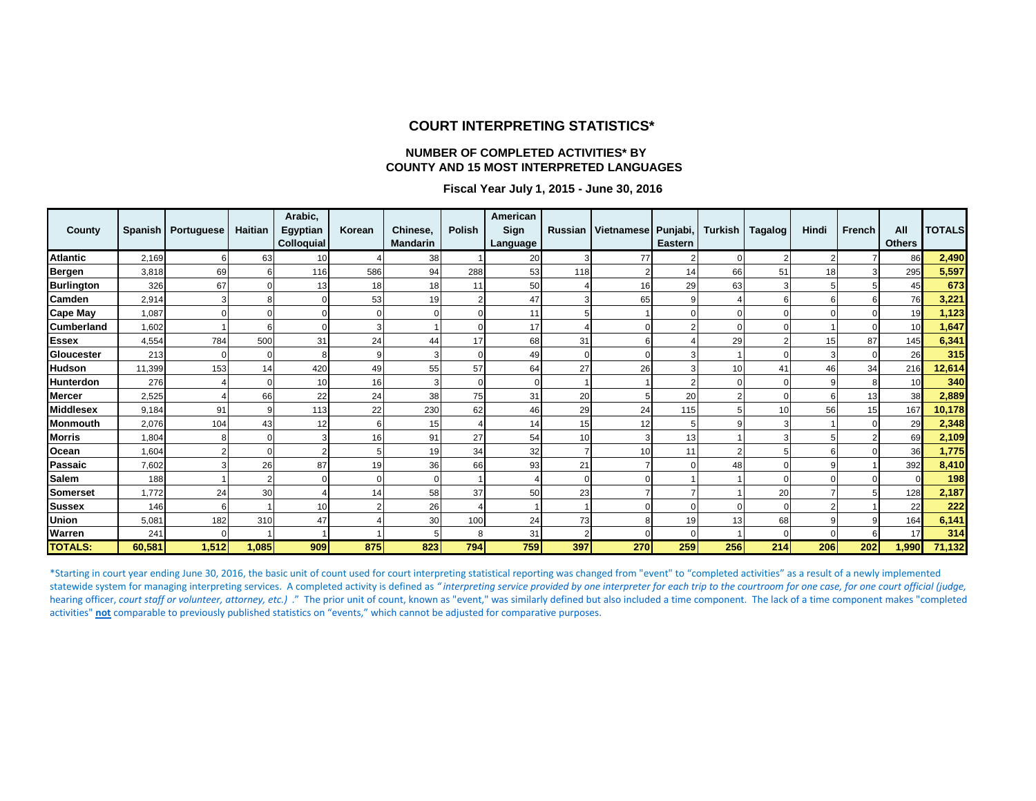## COURT INTERPRETING STATISTICS*

### NUMBER OF COMPLETED ACTIVITIES* BY COUNTY AND 15 MOST INTERPRETED LANGUAGES

**Fiscal Year July 1, 2015 - June 30, 2016**

| County | Spanish | Portuguese | Haitian | Arabic, Egyptian Colloquial | Korean | Chinese, Mandarin | Polish | American Sign Language | Russian | Vietnamese | Punjabi, Eastern | Turkish | Tagalog | Hindi | French | All Others | TOTALS |
|---|---|---|---|---|---|---|---|---|---|---|---|---|---|---|---|---|---|
| **Atlantic** | 2,169 | 6 | 63 | 10 | 4 | 38 | 1 | 20 | 3 | 77 | 2 | 0 | 2 | 2 | 7 | 86 | **2,490** |
| **Bergen** | 3,818 | 69 | 6 | 116 | 586 | 94 | 288 | 53 | 118 | 2 | 14 | 66 | 51 | 18 | 3 | 295 | **5,597** |
| **Burlington** | 326 | 67 | 0 | 13 | 18 | 18 | 11 | 50 | 4 | 16 | 29 | 63 | 3 | 5 | 5 | 45 | **673** |
| **Camden** | 2,914 | 3 | 8 | 0 | 53 | 19 | 2 | 47 | 3 | 65 | 9 | 4 | 6 | 6 | 6 | 76 | **3,221** |
| **Cape May** | 1,087 | 0 | 0 | 0 | 0 | 0 | 0 | 11 | 5 | 1 | 0 | 0 | 0 | 0 | 0 | 19 | **1,123** |
| **Cumberland** | 1,602 | 1 | 6 | 0 | 3 | 1 | 0 | 17 | 4 | 0 | 2 | 0 | 0 | 1 | 0 | 10 | **1,647** |
| **Essex** | 4,554 | 784 | 500 | 31 | 24 | 44 | 17 | 68 | 31 | 6 | 4 | 29 | 2 | 15 | 87 | 145 | **6,341** |
| **Gloucester** | 213 | 0 | 0 | 8 | 9 | 3 | 0 | 49 | 0 | 0 | 3 | 1 | 0 | 3 | 0 | 26 | **315** |
| **Hudson** | 11,399 | 153 | 14 | 420 | 49 | 55 | 57 | 64 | 27 | 26 | 3 | 10 | 41 | 46 | 34 | 216 | **12,614** |
| **Hunterdon** | 276 | 4 | 0 | 10 | 16 | 3 | 0 | 0 | 1 | 1 | 2 | 0 | 0 | 9 | 8 | 10 | **340** |
| **Mercer** | 2,525 | 4 | 66 | 22 | 24 | 38 | 75 | 31 | 20 | 5 | 20 | 2 | 0 | 6 | 13 | 38 | **2,889** |
| **Middlesex** | 9,184 | 91 | 9 | 113 | 22 | 230 | 62 | 46 | 29 | 24 | 115 | 5 | 10 | 56 | 15 | 167 | **10,178** |
| **Monmouth** | 2,076 | 104 | 43 | 12 | 6 | 15 | 4 | 14 | 15 | 12 | 5 | 9 | 3 | 1 | 0 | 29 | **2,348** |
| **Morris** | 1,804 | 8 | 0 | 3 | 16 | 91 | 27 | 54 | 10 | 3 | 13 | 1 | 3 | 5 | 2 | 69 | **2,109** |
| **Ocean** | 1,604 | 2 | 0 | 2 | 5 | 19 | 34 | 32 | 7 | 10 | 11 | 2 | 5 | 6 | 0 | 36 | **1,775** |
| **Passaic** | 7,602 | 3 | 26 | 87 | 19 | 36 | 66 | 93 | 21 | 7 | 0 | 48 | 0 | 9 | 1 | 392 | **8,410** |
| **Salem** | 188 | 1 | 2 | 0 | 0 | 0 | 1 | 4 | 0 | 0 | 1 | 1 | 0 | 0 | 0 | 0 | **198** |
| **Somerset** | 1,772 | 24 | 30 | 4 | 14 | 58 | 37 | 50 | 23 | 7 | 7 | 1 | 20 | 7 | 5 | 128 | **2,187** |
| **Sussex** | 146 | 6 | 1 | 10 | 2 | 26 | 4 | 1 | 1 | 0 | 0 | 0 | 0 | 2 | 1 | 22 | **222** |
| **Union** | 5,081 | 182 | 310 | 47 | 4 | 30 | 100 | 24 | 73 | 8 | 19 | 13 | 68 | 9 | 9 | 164 | **6,141** |
| **Warren** | 241 | 0 | 1 | 1 | 1 | 5 | 8 | 31 | 2 | 0 | 0 | 1 | 0 | 0 | 6 | 17 | **314** |
| **TOTALS:** | **60,581** | **1,512** | **1,085** | **909** | **875** | **823** | **794** | **759** | **397** | **270** | **259** | **256** | **214** | **206** | **202** | **1,990** | **71,132** |

*Starting in court year ending June 30, 2016, the basic unit of count used for court interpreting statistical reporting was changed from "event" to "completed activities" as a result of a newly implemented statewide system for managing interpreting services. A completed activity is defined as *"interpreting service provided by one interpreter for each trip to the courtroom for one case, for one court official (judge,* hearing officer, *court staff or volunteer, attorney, etc.)* ." The prior unit of count, known as "event," was similarly defined but also included a time component. The lack of a time component makes "completed activities" **not** comparable to previously published statistics on "events," which cannot be adjusted for comparative purposes.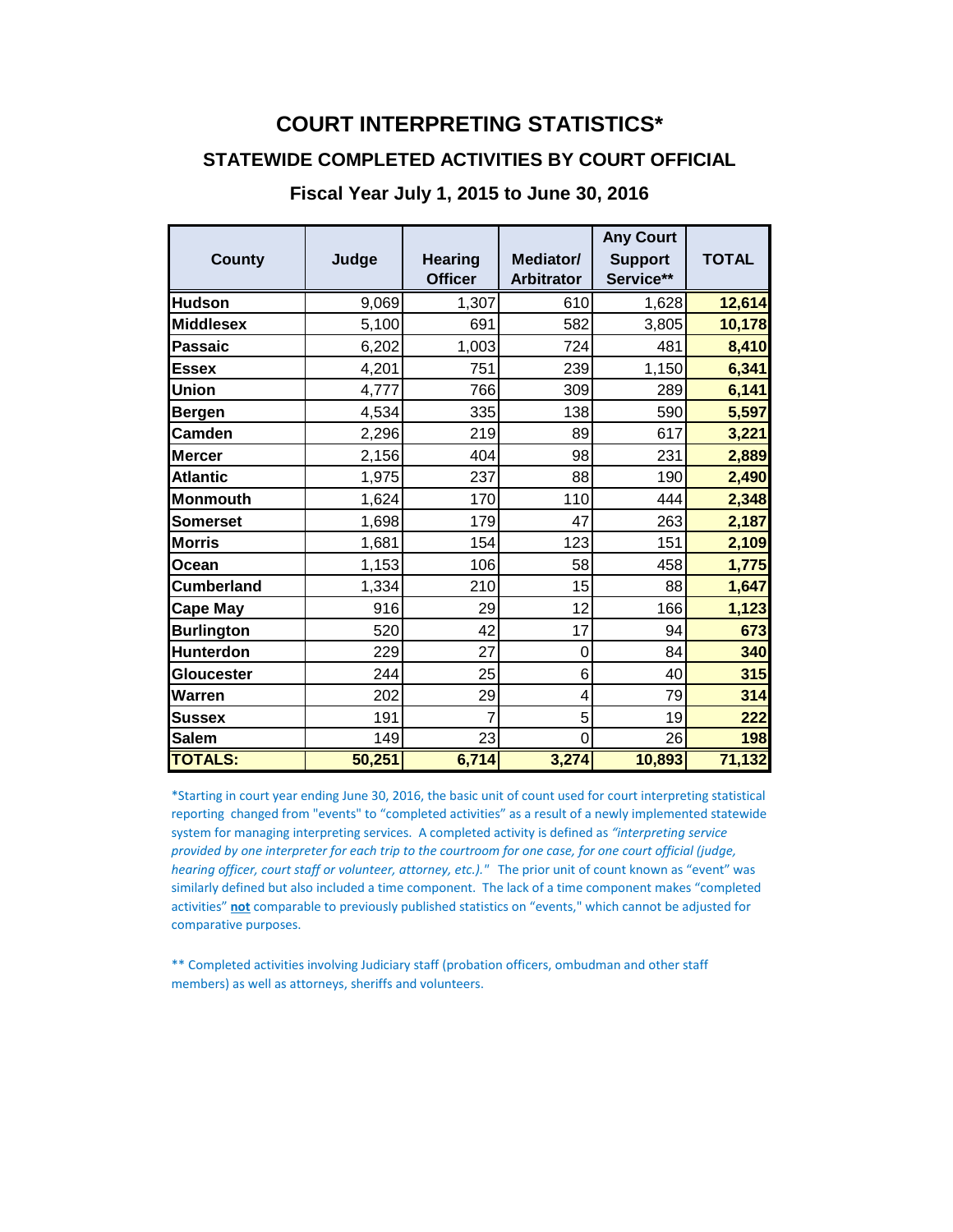# COURT INTERPRETING STATISTICS*

## STATEWIDE COMPLETED ACTIVITIES BY COURT OFFICIAL

### Fiscal Year July 1, 2015 to June 30, 2016

| County | Judge | Hearing Officer | Mediator/ Arbitrator | Any Court Support Service** | TOTAL |
|---|---|---|---|---|---|
| **Hudson** | 9,069 | 1,307 | 610 | 1,628 | **12,614** |
| **Middlesex** | 5,100 | 691 | 582 | 3,805 | **10,178** |
| **Passaic** | 6,202 | 1,003 | 724 | 481 | **8,410** |
| **Essex** | 4,201 | 751 | 239 | 1,150 | **6,341** |
| **Union** | 4,777 | 766 | 309 | 289 | **6,141** |
| **Bergen** | 4,534 | 335 | 138 | 590 | **5,597** |
| **Camden** | 2,296 | 219 | 89 | 617 | **3,221** |
| **Mercer** | 2,156 | 404 | 98 | 231 | **2,889** |
| **Atlantic** | 1,975 | 237 | 88 | 190 | **2,490** |
| **Monmouth** | 1,624 | 170 | 110 | 444 | **2,348** |
| **Somerset** | 1,698 | 179 | 47 | 263 | **2,187** |
| **Morris** | 1,681 | 154 | 123 | 151 | **2,109** |
| **Ocean** | 1,153 | 106 | 58 | 458 | **1,775** |
| **Cumberland** | 1,334 | 210 | 15 | 88 | **1,647** |
| **Cape May** | 916 | 29 | 12 | 166 | **1,123** |
| **Burlington** | 520 | 42 | 17 | 94 | **673** |
| **Hunterdon** | 229 | 27 | 0 | 84 | **340** |
| **Gloucester** | 244 | 25 | 6 | 40 | **315** |
| **Warren** | 202 | 29 | 4 | 79 | **314** |
| **Sussex** | 191 | 7 | 5 | 19 | **222** |
| **Salem** | 149 | 23 | 0 | 26 | **198** |
| **TOTALS:** | **50,251** | **6,714** | **3,274** | **10,893** | **71,132** |

*Starting in court year ending June 30, 2016, the basic unit of count used for court interpreting statistical reporting changed from "events" to "completed activities" as a result of a newly implemented statewide system for managing interpreting services. A completed activity is defined as *"interpreting service provided by one interpreter for each trip to the courtroom for one case, for one court official (judge, hearing officer, court staff or volunteer, attorney, etc.)."* The prior unit of count known as "event" was similarly defined but also included a time component. The lack of a time component makes "completed activities" **not** comparable to previously published statistics on "events," which cannot be adjusted for comparative purposes.

** Completed activities involving Judiciary staff (probation officers, ombudman and other staff members) as well as attorneys, sheriffs and volunteers.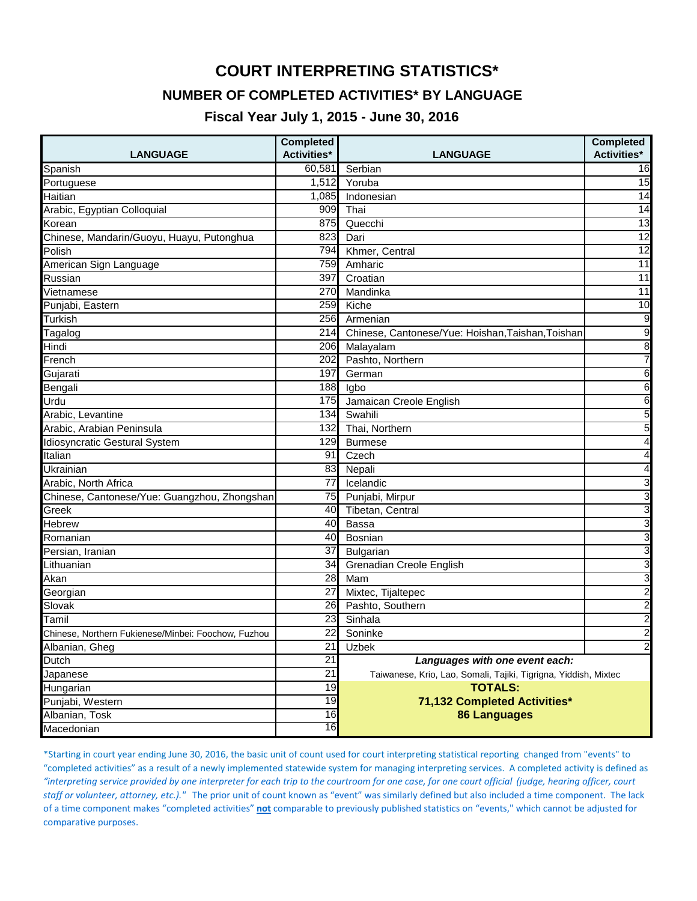# COURT INTERPRETING STATISTICS*

## NUMBER OF COMPLETED ACTIVITIES* BY LANGUAGE

### Fiscal Year July 1, 2015 - June 30, 2016

| LANGUAGE | Completed Activities* | LANGUAGE | Completed Activities* |
|---|---|---|---|
| Spanish | 60,581 | Serbian | 16 |
| Portuguese | 1,512 | Yoruba | 15 |
| Haitian | 1,085 | Indonesian | 14 |
| Arabic, Egyptian Colloquial | 909 | Thai | 14 |
| Korean | 875 | Quecchi | 13 |
| Chinese, Mandarin/Guoyu, Huayu, Putonghua | 823 | Dari | 12 |
| Polish | 794 | Khmer, Central | 12 |
| American Sign Language | 759 | Amharic | 11 |
| Russian | 397 | Croatian | 11 |
| Vietnamese | 270 | Mandinka | 11 |
| Punjabi, Eastern | 259 | Kiche | 10 |
| Turkish | 256 | Armenian | 9 |
| Tagalog | 214 | Chinese, Cantonese/Yue: Hoishan,Taishan,Toishan | 9 |
| Hindi | 206 | Malayalam | 8 |
| French | 202 | Pashto, Northern | 7 |
| Gujarati | 197 | German | 6 |
| Bengali | 188 | Igbo | 6 |
| Urdu | 175 | Jamaican Creole English | 6 |
| Arabic, Levantine | 134 | Swahili | 5 |
| Arabic, Arabian Peninsula | 132 | Thai, Northern | 5 |
| Idiosyncratic Gestural System | 129 | Burmese | 4 |
| Italian | 91 | Czech | 4 |
| Ukrainian | 83 | Nepali | 4 |
| Arabic, North Africa | 77 | Icelandic | 3 |
| Chinese, Cantonese/Yue: Guangzhou, Zhongshan | 75 | Punjabi, Mirpur | 3 |
| Greek | 40 | Tibetan, Central | 3 |
| Hebrew | 40 | Bassa | 3 |
| Romanian | 40 | Bosnian | 3 |
| Persian, Iranian | 37 | Bulgarian | 3 |
| Lithuanian | 34 | Grenadian Creole English | 3 |
| Akan | 28 | Mam | 3 |
| Georgian | 27 | Mixtec, Tijaltepec | 2 |
| Slovak | 26 | Pashto, Southern | 2 |
| Tamil | 23 | Sinhala | 2 |
| Chinese, Northern Fukienese/Minbei: Foochow, Fuzhou | 22 | Soninke | 2 |
| Albanian, Gheg | 21 | Uzbek | 2 |
| Dutch | 21 | ***Languages with one event each:*** | |
| Japanese | 21 | Taiwanese, Krio, Lao, Somali, Tajiki, Tigrigna, Yiddish, Mixtec | |
| Hungarian | 19 | **TOTALS:** | |
| Punjabi, Western | 19 | **71,132 Completed Activities*** | |
| Albanian, Tosk | 16 | **86 Languages** | |
| Macedonian | 16 | | |

*Starting in court year ending June 30, 2016, the basic unit of count used for court interpreting statistical reporting changed from "events" to "completed activities" as a result of a newly implemented statewide system for managing interpreting services. A completed activity is defined as *"interpreting service provided by one interpreter for each trip to the courtroom for one case, for one court official (judge, hearing officer, court staff or volunteer, attorney, etc.)."* The prior unit of count known as "event" was similarly defined but also included a time component. The lack of a time component makes "completed activities" **not** comparable to previously published statistics on "events," which cannot be adjusted for comparative purposes.